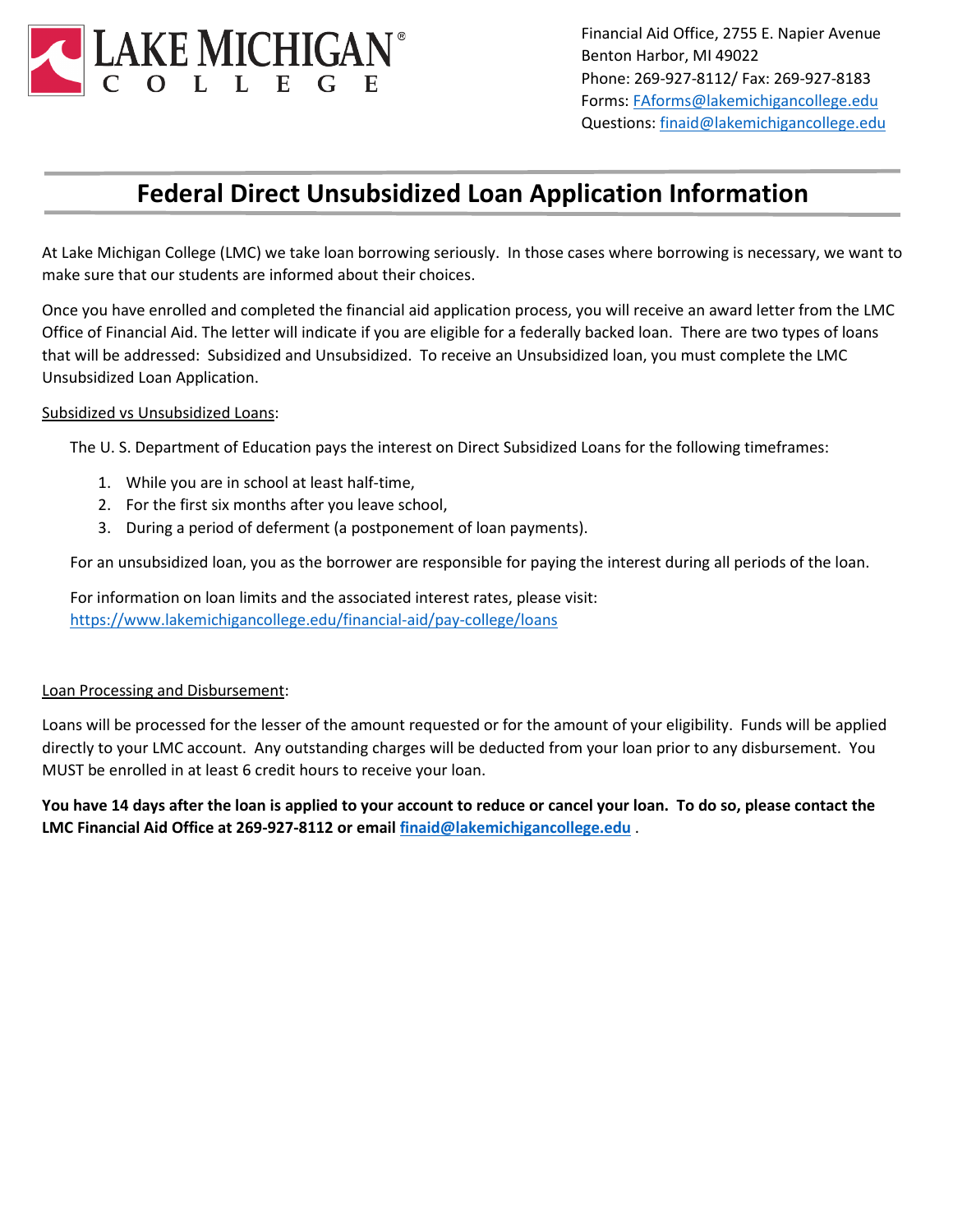LAKE MICHIGAN COLLEGE

Financial Aid Office, 2755 E. Napier Avenue
Benton Harbor, MI 49022
Phone: 269-927-8112/ Fax: 269-927-8183
Forms: FAforms@lakemichigancollege.edu
Questions: finaid@lakemichigancollege.edu

# Federal Direct Unsubsidized Loan Application Information

At Lake Michigan College (LMC) we take loan borrowing seriously. In those cases where borrowing is necessary, we want to make sure that our students are informed about their choices.

Once you have enrolled and completed the financial aid application process, you will receive an award letter from the LMC Office of Financial Aid. The letter will indicate if you are eligible for a federally backed loan. There are two types of loans that will be addressed: Subsidized and Unsubsidized. To receive an Unsubsidized loan, you must complete the LMC Unsubsidized Loan Application.

Subsidized vs Unsubsidized Loans:

The U. S. Department of Education pays the interest on Direct Subsidized Loans for the following timeframes:

1. While you are in school at least half-time,
2. For the first six months after you leave school,
3. During a period of deferment (a postponement of loan payments).

For an unsubsidized loan, you as the borrower are responsible for paying the interest during all periods of the loan.

For information on loan limits and the associated interest rates, please visit: https://www.lakemichigancollege.edu/financial-aid/pay-college/loans

Loan Processing and Disbursement:

Loans will be processed for the lesser of the amount requested or for the amount of your eligibility. Funds will be applied directly to your LMC account. Any outstanding charges will be deducted from your loan prior to any disbursement. You MUST be enrolled in at least 6 credit hours to receive your loan.

**You have 14 days after the loan is applied to your account to reduce or cancel your loan. To do so, please contact the LMC Financial Aid Office at 269-927-8112 or email finaid@lakemichigancollege.edu .**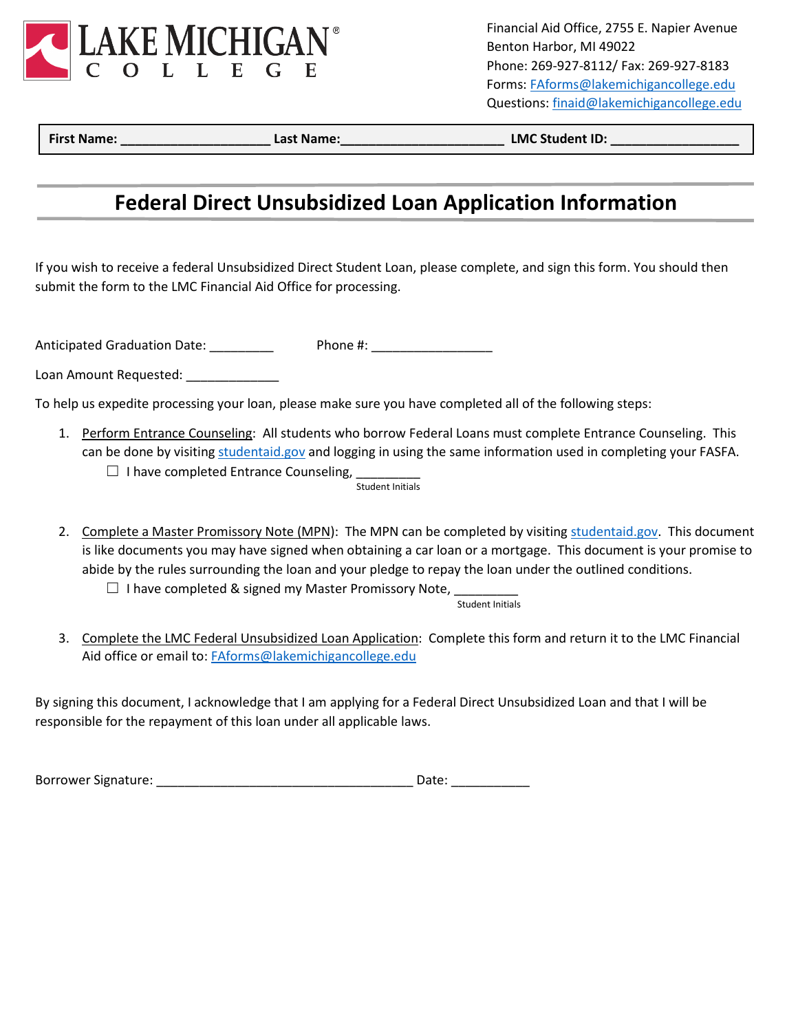**LAKE MICHIGAN®**
**COLLEGE**

Financial Aid Office, 2755 E. Napier Avenue
Benton Harbor, MI 49022
Phone: 269-927-8112/ Fax: 269-927-8183
Forms: FAforms@lakemichigancollege.edu
Questions: finaid@lakemichigancollege.edu

**First Name:** ____________________ **Last Name:**______________________ **LMC Student ID:** _________________

# Federal Direct Unsubsidized Loan Application Information

If you wish to receive a federal Unsubsidized Direct Student Loan, please complete, and sign this form. You should then submit the form to the LMC Financial Aid Office for processing.

Anticipated Graduation Date: _________ Phone #: ________________

Loan Amount Requested: _____________

To help us expedite processing your loan, please make sure you have completed all of the following steps:

1. Perform Entrance Counseling: All students who borrow Federal Loans must complete Entrance Counseling. This can be done by visiting studentaid.gov and logging in using the same information used in completing your FASFA.
   - ☐ I have completed Entrance Counseling, _________
     Student Initials

2. Complete a Master Promissory Note (MPN): The MPN can be completed by visiting studentaid.gov. This document is like documents you may have signed when obtaining a car loan or a mortgage. This document is your promise to abide by the rules surrounding the loan and your pledge to repay the loan under the outlined conditions.
   - ☐ I have completed & signed my Master Promissory Note, _________
     Student Initials

3. Complete the LMC Federal Unsubsidized Loan Application: Complete this form and return it to the LMC Financial Aid office or email to: FAforms@lakemichigancollege.edu

By signing this document, I acknowledge that I am applying for a Federal Direct Unsubsidized Loan and that I will be responsible for the repayment of this loan under all applicable laws.

Borrower Signature: ___________________________________ Date: ___________